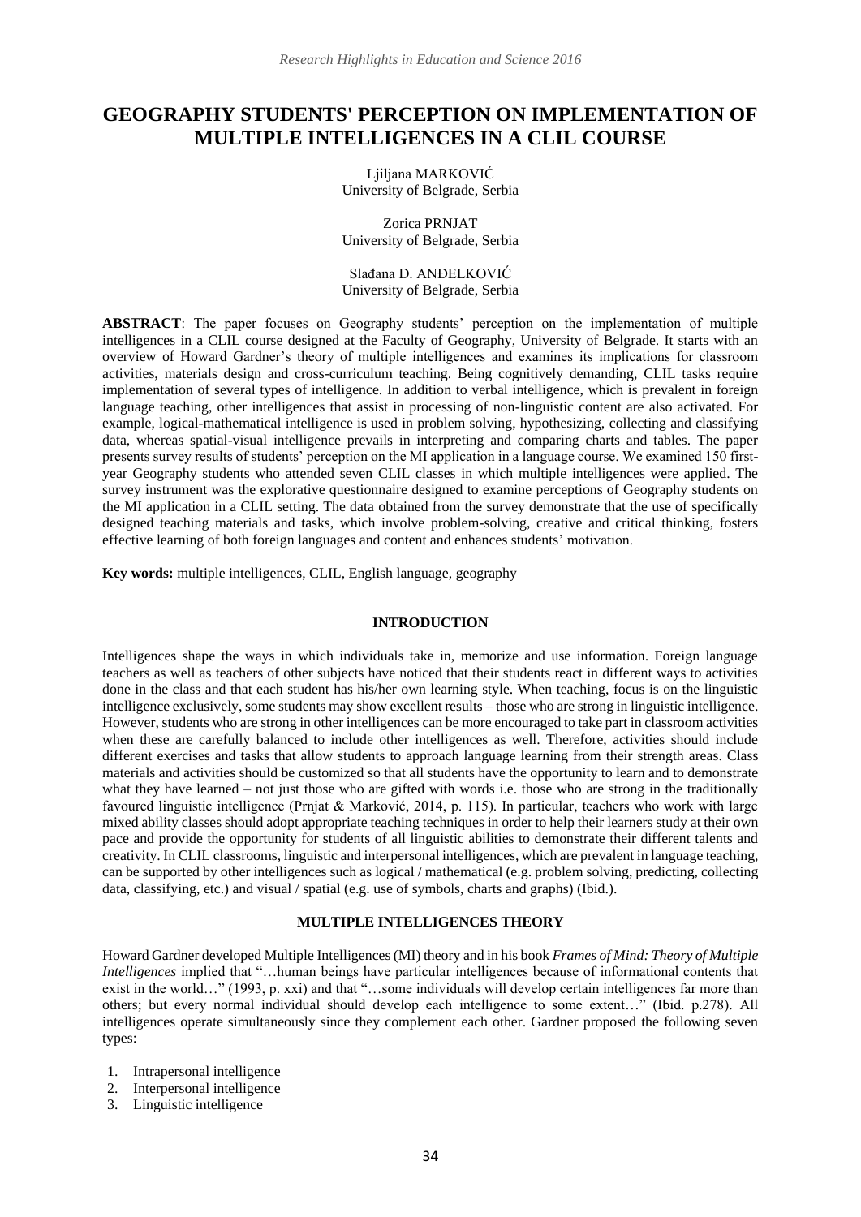# GEOGRAPHY STUDENTS' PERCEPTION ON IMPLEMENTATION OF MULTIPLE INTELLIGENCES IN A CLIL COURSE

Ljiljana MARKOVIĆ
University of Belgrade, Serbia

Zorica PRNJAT
University of Belgrade, Serbia

Slađana D. ANĐELKOVIĆ
University of Belgrade, Serbia

**ABSTRACT**: The paper focuses on Geography students' perception on the implementation of multiple intelligences in a CLIL course designed at the Faculty of Geography, University of Belgrade. It starts with an overview of Howard Gardner's theory of multiple intelligences and examines its implications for classroom activities, materials design and cross-curriculum teaching. Being cognitively demanding, CLIL tasks require implementation of several types of intelligence. In addition to verbal intelligence, which is prevalent in foreign language teaching, other intelligences that assist in processing of non-linguistic content are also activated. For example, logical-mathematical intelligence is used in problem solving, hypothesizing, collecting and classifying data, whereas spatial-visual intelligence prevails in interpreting and comparing charts and tables. The paper presents survey results of students' perception on the MI application in a language course. We examined 150 first-year Geography students who attended seven CLIL classes in which multiple intelligences were applied. The survey instrument was the explorative questionnaire designed to examine perceptions of Geography students on the MI application in a CLIL setting. The data obtained from the survey demonstrate that the use of specifically designed teaching materials and tasks, which involve problem-solving, creative and critical thinking, fosters effective learning of both foreign languages and content and enhances students' motivation.

**Key words:** multiple intelligences, CLIL, English language, geography

## INTRODUCTION

Intelligences shape the ways in which individuals take in, memorize and use information. Foreign language teachers as well as teachers of other subjects have noticed that their students react in different ways to activities done in the class and that each student has his/her own learning style. When teaching, focus is on the linguistic intelligence exclusively, some students may show excellent results – those who are strong in linguistic intelligence. However, students who are strong in other intelligences can be more encouraged to take part in classroom activities when these are carefully balanced to include other intelligences as well. Therefore, activities should include different exercises and tasks that allow students to approach language learning from their strength areas. Class materials and activities should be customized so that all students have the opportunity to learn and to demonstrate what they have learned – not just those who are gifted with words i.e. those who are strong in the traditionally favoured linguistic intelligence (Prnjat & Marković, 2014, p. 115). In particular, teachers who work with large mixed ability classes should adopt appropriate teaching techniques in order to help their learners study at their own pace and provide the opportunity for students of all linguistic abilities to demonstrate their different talents and creativity. In CLIL classrooms, linguistic and interpersonal intelligences, which are prevalent in language teaching, can be supported by other intelligences such as logical / mathematical (e.g. problem solving, predicting, collecting data, classifying, etc.) and visual / spatial (e.g. use of symbols, charts and graphs) (Ibid.).

## MULTIPLE INTELLIGENCES THEORY

Howard Gardner developed Multiple Intelligences (MI) theory and in his book *Frames of Mind: Theory of Multiple Intelligences* implied that "…human beings have particular intelligences because of informational contents that exist in the world…" (1993, p. xxi) and that "…some individuals will develop certain intelligences far more than others; but every normal individual should develop each intelligence to some extent…" (Ibid. p.278). All intelligences operate simultaneously since they complement each other. Gardner proposed the following seven types:

1. Intrapersonal intelligence
2. Interpersonal intelligence
3. Linguistic intelligence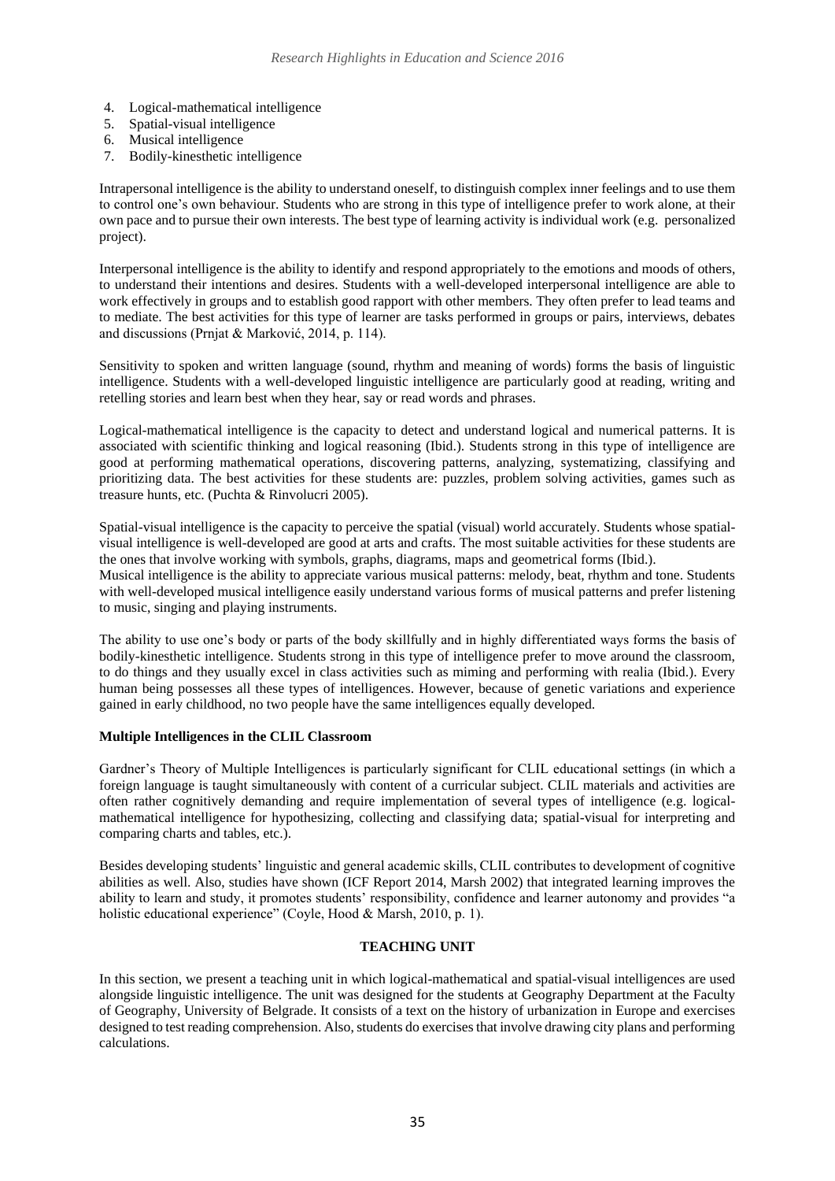4. Logical-mathematical intelligence
5. Spatial-visual intelligence
6. Musical intelligence
7. Bodily-kinesthetic intelligence

Intrapersonal intelligence is the ability to understand oneself, to distinguish complex inner feelings and to use them to control one's own behaviour. Students who are strong in this type of intelligence prefer to work alone, at their own pace and to pursue their own interests. The best type of learning activity is individual work (e.g. personalized project).

Interpersonal intelligence is the ability to identify and respond appropriately to the emotions and moods of others, to understand their intentions and desires. Students with a well-developed interpersonal intelligence are able to work effectively in groups and to establish good rapport with other members. They often prefer to lead teams and to mediate. The best activities for this type of learner are tasks performed in groups or pairs, interviews, debates and discussions (Prnjat & Marković, 2014, p. 114).

Sensitivity to spoken and written language (sound, rhythm and meaning of words) forms the basis of linguistic intelligence. Students with a well-developed linguistic intelligence are particularly good at reading, writing and retelling stories and learn best when they hear, say or read words and phrases.

Logical-mathematical intelligence is the capacity to detect and understand logical and numerical patterns. It is associated with scientific thinking and logical reasoning (Ibid.). Students strong in this type of intelligence are good at performing mathematical operations, discovering patterns, analyzing, systematizing, classifying and prioritizing data. The best activities for these students are: puzzles, problem solving activities, games such as treasure hunts, etc. (Puchta & Rinvolucri 2005).

Spatial-visual intelligence is the capacity to perceive the spatial (visual) world accurately. Students whose spatial-visual intelligence is well-developed are good at arts and crafts. The most suitable activities for these students are the ones that involve working with symbols, graphs, diagrams, maps and geometrical forms (Ibid.).
Musical intelligence is the ability to appreciate various musical patterns: melody, beat, rhythm and tone. Students with well-developed musical intelligence easily understand various forms of musical patterns and prefer listening to music, singing and playing instruments.

The ability to use one's body or parts of the body skillfully and in highly differentiated ways forms the basis of bodily-kinesthetic intelligence. Students strong in this type of intelligence prefer to move around the classroom, to do things and they usually excel in class activities such as miming and performing with realia (Ibid.). Every human being possesses all these types of intelligences. However, because of genetic variations and experience gained in early childhood, no two people have the same intelligences equally developed.

**Multiple Intelligences in the CLIL Classroom**

Gardner's Theory of Multiple Intelligences is particularly significant for CLIL educational settings (in which a foreign language is taught simultaneously with content of a curricular subject. CLIL materials and activities are often rather cognitively demanding and require implementation of several types of intelligence (e.g. logical-mathematical intelligence for hypothesizing, collecting and classifying data; spatial-visual for interpreting and comparing charts and tables, etc.).

Besides developing students' linguistic and general academic skills, CLIL contributes to development of cognitive abilities as well. Also, studies have shown (ICF Report 2014, Marsh 2002) that integrated learning improves the ability to learn and study, it promotes students' responsibility, confidence and learner autonomy and provides "a holistic educational experience" (Coyle, Hood & Marsh, 2010, p. 1).

## TEACHING UNIT

In this section, we present a teaching unit in which logical-mathematical and spatial-visual intelligences are used alongside linguistic intelligence. The unit was designed for the students at Geography Department at the Faculty of Geography, University of Belgrade. It consists of a text on the history of urbanization in Europe and exercises designed to test reading comprehension. Also, students do exercises that involve drawing city plans and performing calculations.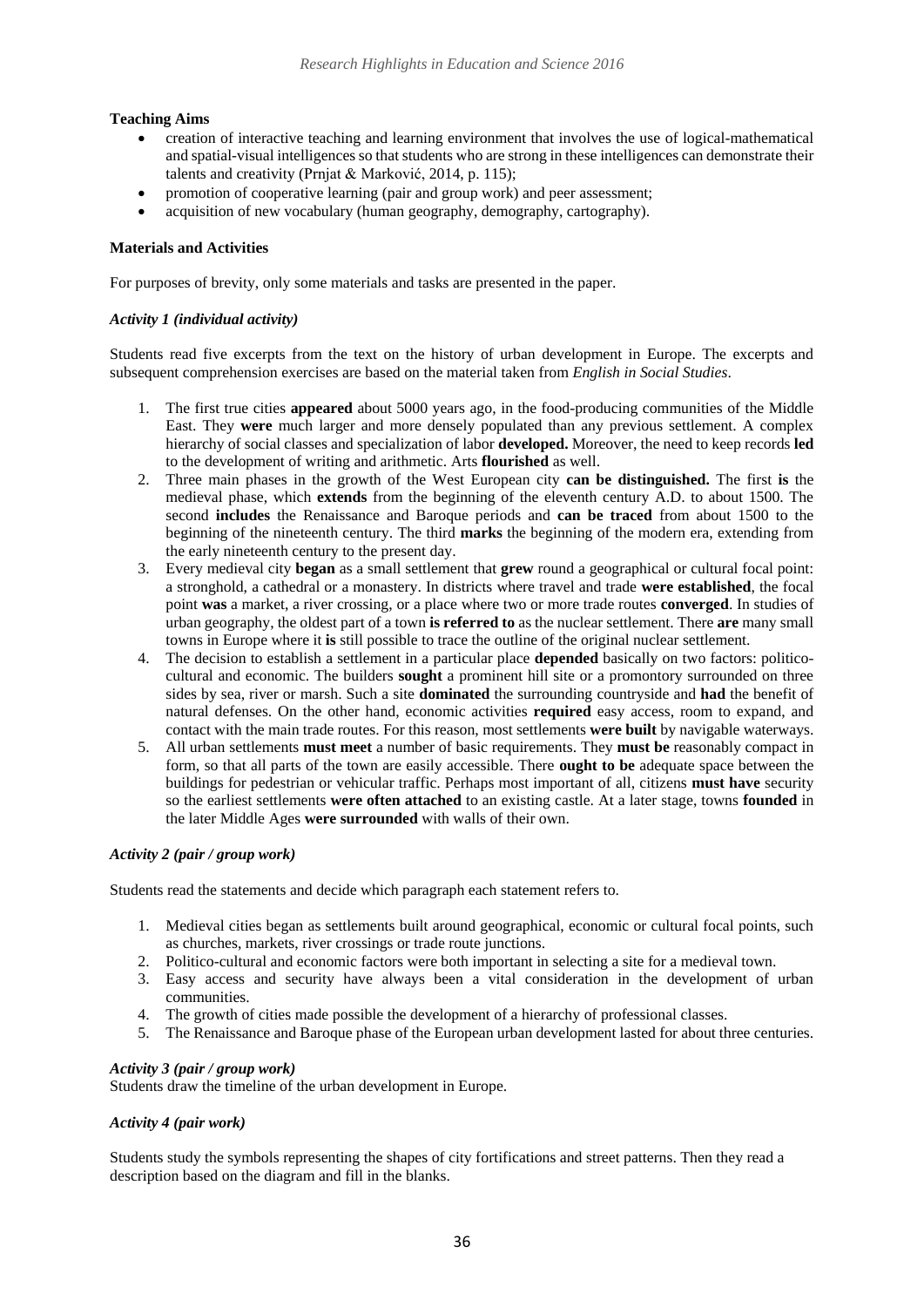**Teaching Aims**

- creation of interactive teaching and learning environment that involves the use of logical-mathematical and spatial-visual intelligences so that students who are strong in these intelligences can demonstrate their talents and creativity (Prnjat & Marković, 2014, p. 115);
- promotion of cooperative learning (pair and group work) and peer assessment;
- acquisition of new vocabulary (human geography, demography, cartography).

**Materials and Activities**

For purposes of brevity, only some materials and tasks are presented in the paper.

***Activity 1 (individual activity)***

Students read five excerpts from the text on the history of urban development in Europe. The excerpts and subsequent comprehension exercises are based on the material taken from *English in Social Studies*.

1. The first true cities **appeared** about 5000 years ago, in the food-producing communities of the Middle East. They **were** much larger and more densely populated than any previous settlement. A complex hierarchy of social classes and specialization of labor **developed.** Moreover, the need to keep records **led** to the development of writing and arithmetic. Arts **flourished** as well.
2. Three main phases in the growth of the West European city **can be distinguished.** The first **is** the medieval phase, which **extends** from the beginning of the eleventh century A.D. to about 1500. The second **includes** the Renaissance and Baroque periods and **can be traced** from about 1500 to the beginning of the nineteenth century. The third **marks** the beginning of the modern era, extending from the early nineteenth century to the present day.
3. Every medieval city **began** as a small settlement that **grew** round a geographical or cultural focal point: a stronghold, a cathedral or a monastery. In districts where travel and trade **were established**, the focal point **was** a market, a river crossing, or a place where two or more trade routes **converged**. In studies of urban geography, the oldest part of a town **is referred to** as the nuclear settlement. There **are** many small towns in Europe where it **is** still possible to trace the outline of the original nuclear settlement.
4. The decision to establish a settlement in a particular place **depended** basically on two factors: politico-cultural and economic. The builders **sought** a prominent hill site or a promontory surrounded on three sides by sea, river or marsh. Such a site **dominated** the surrounding countryside and **had** the benefit of natural defenses. On the other hand, economic activities **required** easy access, room to expand, and contact with the main trade routes. For this reason, most settlements **were built** by navigable waterways.
5. All urban settlements **must meet** a number of basic requirements. They **must be** reasonably compact in form, so that all parts of the town are easily accessible. There **ought to be** adequate space between the buildings for pedestrian or vehicular traffic. Perhaps most important of all, citizens **must have** security so the earliest settlements **were often attached** to an existing castle. At a later stage, towns **founded** in the later Middle Ages **were surrounded** with walls of their own.

***Activity 2 (pair / group work)***

Students read the statements and decide which paragraph each statement refers to.

1. Medieval cities began as settlements built around geographical, economic or cultural focal points, such as churches, markets, river crossings or trade route junctions.
2. Politico-cultural and economic factors were both important in selecting a site for a medieval town.
3. Easy access and security have always been a vital consideration in the development of urban communities.
4. The growth of cities made possible the development of a hierarchy of professional classes.
5. The Renaissance and Baroque phase of the European urban development lasted for about three centuries.

***Activity 3 (pair / group work)***

Students draw the timeline of the urban development in Europe.

***Activity 4 (pair work)***

Students study the symbols representing the shapes of city fortifications and street patterns. Then they read a description based on the diagram and fill in the blanks.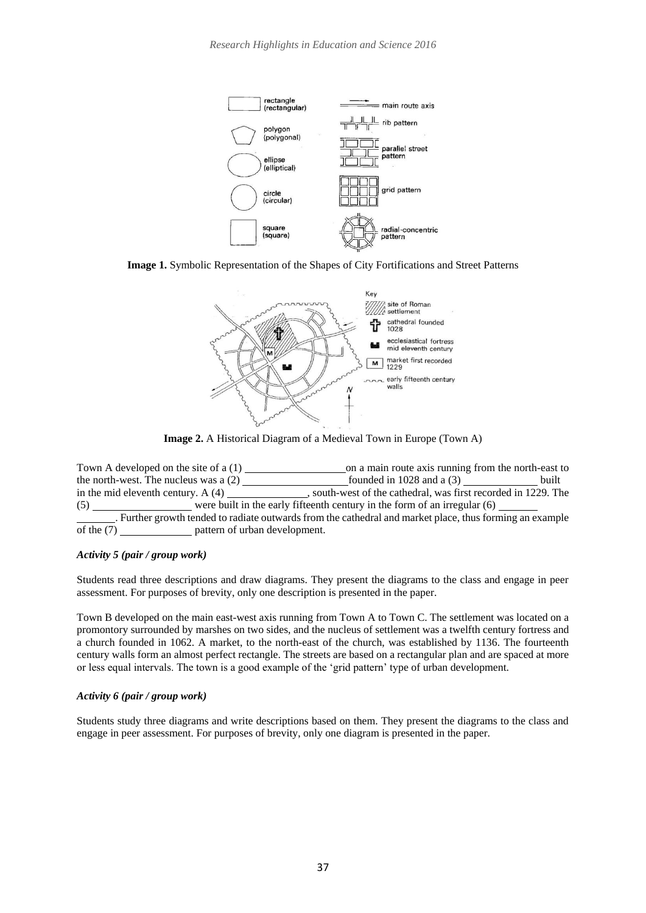**Image 1.** Symbolic Representation of the Shapes of City Fortifications and Street Patterns

**Image 2.** A Historical Diagram of a Medieval Town in Europe (Town A)

Town A developed on the site of a (1) ________________ on a main route axis running from the north-east to the north-west. The nucleus was a (2) ________________ founded in 1028 and a (3) ____________ built in the mid eleventh century. A (4) ____________, south-west of the cathedral, was first recorded in 1229. The (5) ________________ were built in the early fifteenth century in the form of an irregular (6) ____________. Further growth tended to radiate outwards from the cathedral and market place, thus forming an example of the (7) ____________ pattern of urban development.

### *Activity 5 (pair / group work)*

Students read three descriptions and draw diagrams. They present the diagrams to the class and engage in peer assessment. For purposes of brevity, only one description is presented in the paper.

Town B developed on the main east-west axis running from Town A to Town C. The settlement was located on a promontory surrounded by marshes on two sides, and the nucleus of settlement was a twelfth century fortress and a church founded in 1062. A market, to the north-east of the church, was established by 1136. The fourteenth century walls form an almost perfect rectangle. The streets are based on a rectangular plan and are spaced at more or less equal intervals. The town is a good example of the 'grid pattern' type of urban development.

### *Activity 6 (pair / group work)*

Students study three diagrams and write descriptions based on them. They present the diagrams to the class and engage in peer assessment. For purposes of brevity, only one diagram is presented in the paper.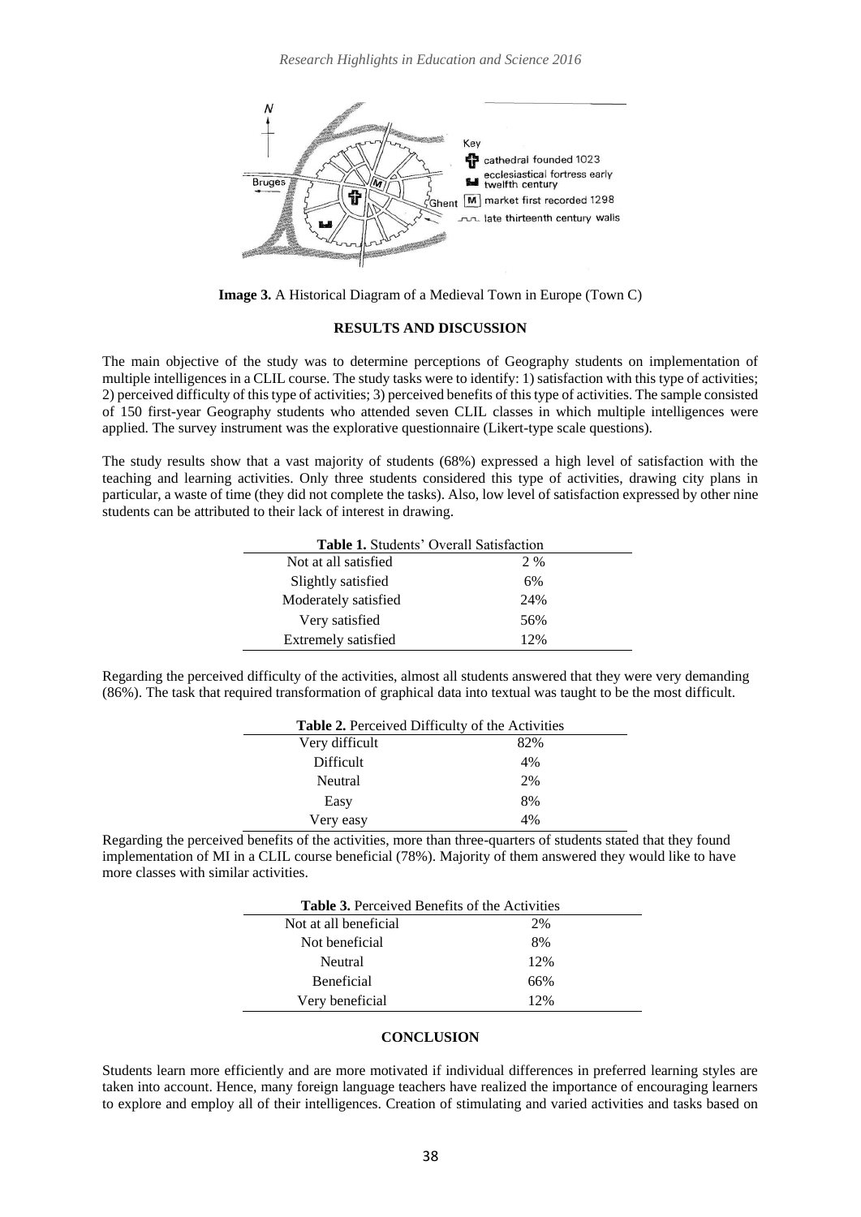**Image 3.** A Historical Diagram of a Medieval Town in Europe (Town C)

## RESULTS AND DISCUSSION

The main objective of the study was to determine perceptions of Geography students on implementation of multiple intelligences in a CLIL course. The study tasks were to identify: 1) satisfaction with this type of activities; 2) perceived difficulty of this type of activities; 3) perceived benefits of this type of activities. The sample consisted of 150 first-year Geography students who attended seven CLIL classes in which multiple intelligences were applied. The survey instrument was the explorative questionnaire (Likert-type scale questions).

The study results show that a vast majority of students (68%) expressed a high level of satisfaction with the teaching and learning activities. Only three students considered this type of activities, drawing city plans in particular, a waste of time (they did not complete the tasks). Also, low level of satisfaction expressed by other nine students can be attributed to their lack of interest in drawing.

**Table 1.** Students' Overall Satisfaction

| | |
|---|---|
| Not at all satisfied | 2 % |
| Slightly satisfied | 6% |
| Moderately satisfied | 24% |
| Very satisfied | 56% |
| Extremely satisfied | 12% |

Regarding the perceived difficulty of the activities, almost all students answered that they were very demanding (86%). The task that required transformation of graphical data into textual was taught to be the most difficult.

**Table 2.** Perceived Difficulty of the Activities

| | |
|---|---|
| Very difficult | 82% |
| Difficult | 4% |
| Neutral | 2% |
| Easy | 8% |
| Very easy | 4% |

Regarding the perceived benefits of the activities, more than three-quarters of students stated that they found implementation of MI in a CLIL course beneficial (78%). Majority of them answered they would like to have more classes with similar activities.

**Table 3.** Perceived Benefits of the Activities

| | |
|---|---|
| Not at all beneficial | 2% |
| Not beneficial | 8% |
| Neutral | 12% |
| Beneficial | 66% |
| Very beneficial | 12% |

## CONCLUSION

Students learn more efficiently and are more motivated if individual differences in preferred learning styles are taken into account. Hence, many foreign language teachers have realized the importance of encouraging learners to explore and employ all of their intelligences. Creation of stimulating and varied activities and tasks based on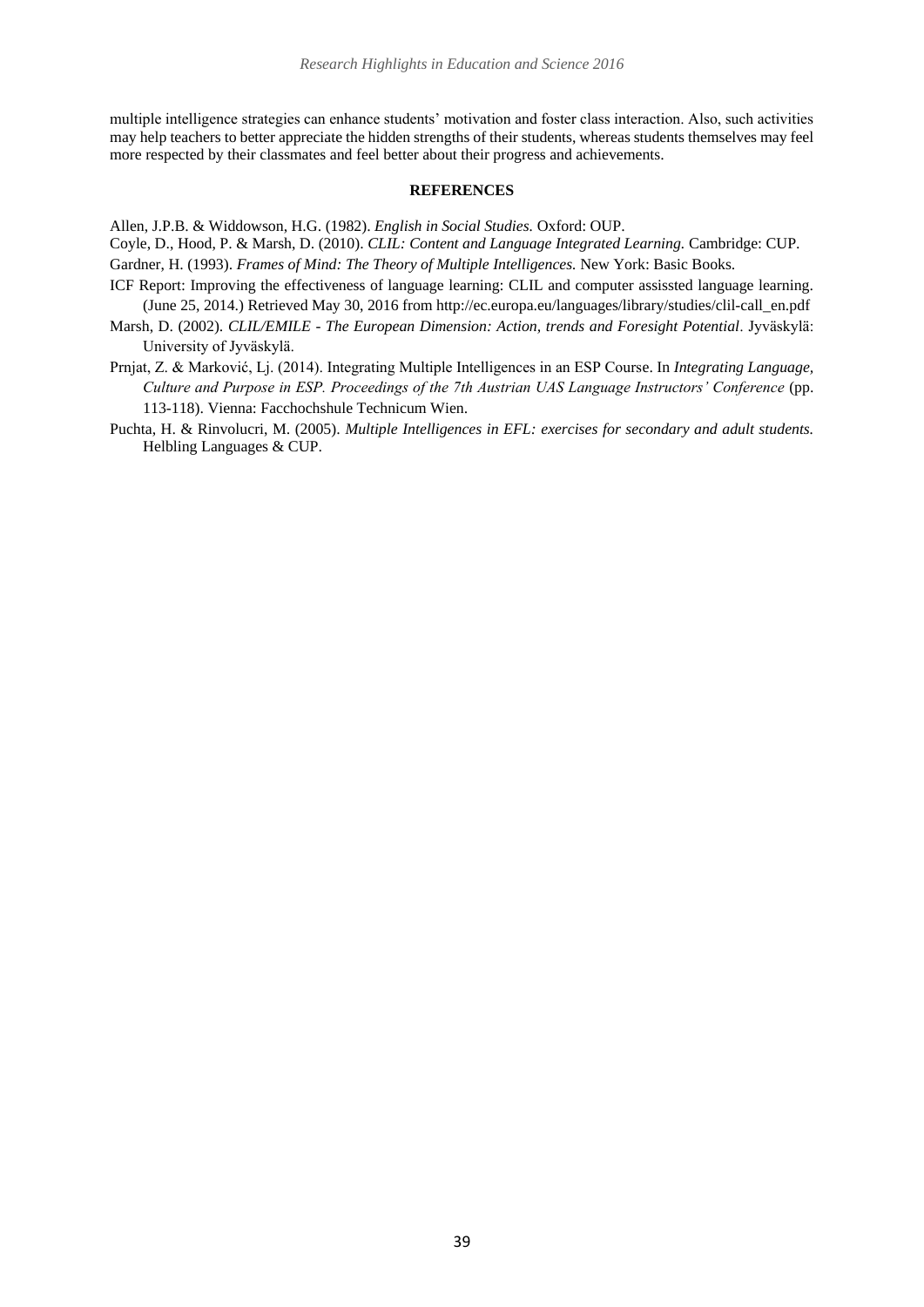multiple intelligence strategies can enhance students' motivation and foster class interaction. Also, such activities may help teachers to better appreciate the hidden strengths of their students, whereas students themselves may feel more respected by their classmates and feel better about their progress and achievements.

## REFERENCES

Allen, J.P.B. & Widdowson, H.G. (1982). *English in Social Studies.* Oxford: OUP.

Coyle, D., Hood, P. & Marsh, D. (2010). *CLIL: Content and Language Integrated Learning.* Cambridge: CUP.

Gardner, H. (1993). *Frames of Mind: The Theory of Multiple Intelligences.* New York: Basic Books.

ICF Report: Improving the effectiveness of language learning: CLIL and computer assissted language learning. (June 25, 2014.) Retrieved May 30, 2016 from http://ec.europa.eu/languages/library/studies/clil-call_en.pdf

Marsh, D. (2002). *CLIL/EMILE - The European Dimension: Action, trends and Foresight Potential*. Jyväskylä: University of Jyväskylä.

Prnjat, Z. & Marković, Lj. (2014). Integrating Multiple Intelligences in an ESP Course. In *Integrating Language, Culture and Purpose in ESP. Proceedings of the 7th Austrian UAS Language Instructors' Conference* (pp. 113-118). Vienna: Facchochshule Technicum Wien.

Puchta, H. & Rinvolucri, M. (2005). *Multiple Intelligences in EFL: exercises for secondary and adult students.* Helbling Languages & CUP.